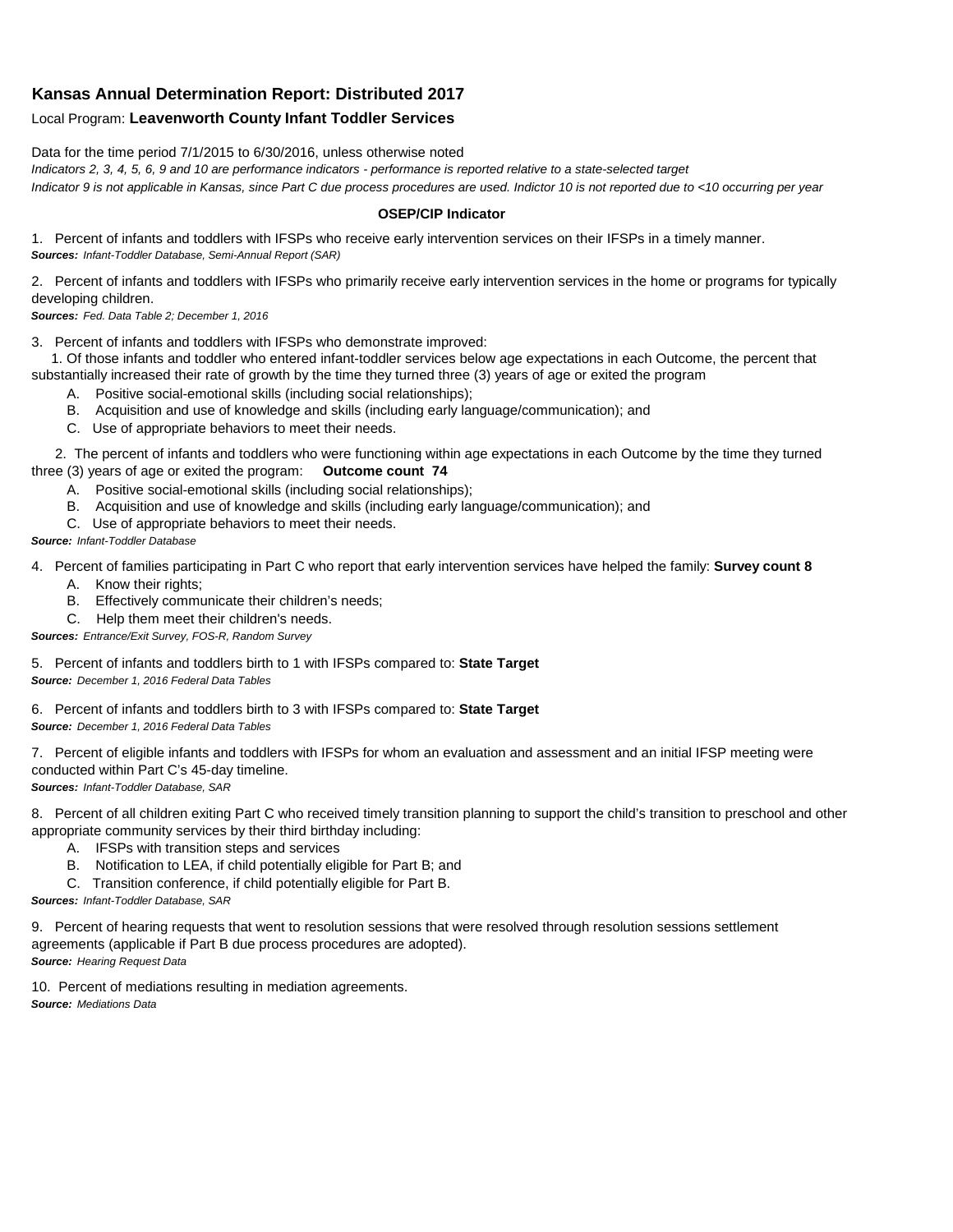## Kansas Annual Determination Report: Distributed 2017

Local Program: **Leavenworth County Infant Toddler Services**

Data for the time period 7/1/2015 to 6/30/2016, unless otherwise noted

*Indicators 2, 3, 4, 5, 6, 9 and 10 are performance indicators - performance is reported relative to a state-selected target*

*Indicator 9 is not applicable in Kansas, since Part C due process procedures are used. Indictor 10 is not reported due to <10 occurring per year*

**OSEP/CIP Indicator**

1. Percent of infants and toddlers with IFSPs who receive early intervention services on their IFSPs in a timely manner.
***Sources:*** *Infant-Toddler Database, Semi-Annual Report (SAR)*

2. Percent of infants and toddlers with IFSPs who primarily receive early intervention services in the home or programs for typically developing children.
***Sources:*** *Fed. Data Table 2; December 1, 2016*

3. Percent of infants and toddlers with IFSPs who demonstrate improved:

   1. Of those infants and toddler who entered infant-toddler services below age expectations in each Outcome, the percent that substantially increased their rate of growth by the time they turned three (3) years of age or exited the program
      - A. Positive social-emotional skills (including social relationships);
      - B. Acquisition and use of knowledge and skills (including early language/communication); and
      - C. Use of appropriate behaviors to meet their needs.

   2. The percent of infants and toddlers who were functioning within age expectations in each Outcome by the time they turned three (3) years of age or exited the program: **Outcome count 74**
      - A. Positive social-emotional skills (including social relationships);
      - B. Acquisition and use of knowledge and skills (including early language/communication); and
      - C. Use of appropriate behaviors to meet their needs.

***Source:*** *Infant-Toddler Database*

4. Percent of families participating in Part C who report that early intervention services have helped the family: **Survey count 8**
   - A. Know their rights;
   - B. Effectively communicate their children's needs;
   - C. Help them meet their children's needs.

***Sources:*** *Entrance/Exit Survey, FOS-R, Random Survey*

5. Percent of infants and toddlers birth to 1 with IFSPs compared to: **State Target**
***Source:*** *December 1, 2016 Federal Data Tables*

6. Percent of infants and toddlers birth to 3 with IFSPs compared to: **State Target**
***Source:*** *December 1, 2016 Federal Data Tables*

7. Percent of eligible infants and toddlers with IFSPs for whom an evaluation and assessment and an initial IFSP meeting were conducted within Part C's 45-day timeline.
***Sources:*** *Infant-Toddler Database, SAR*

8. Percent of all children exiting Part C who received timely transition planning to support the child's transition to preschool and other appropriate community services by their third birthday including:
   - A. IFSPs with transition steps and services
   - B. Notification to LEA, if child potentially eligible for Part B; and
   - C. Transition conference, if child potentially eligible for Part B.

***Sources:*** *Infant-Toddler Database, SAR*

9. Percent of hearing requests that went to resolution sessions that were resolved through resolution sessions settlement agreements (applicable if Part B due process procedures are adopted).
***Source:*** *Hearing Request Data*

10. Percent of mediations resulting in mediation agreements.
***Source:*** *Mediations Data*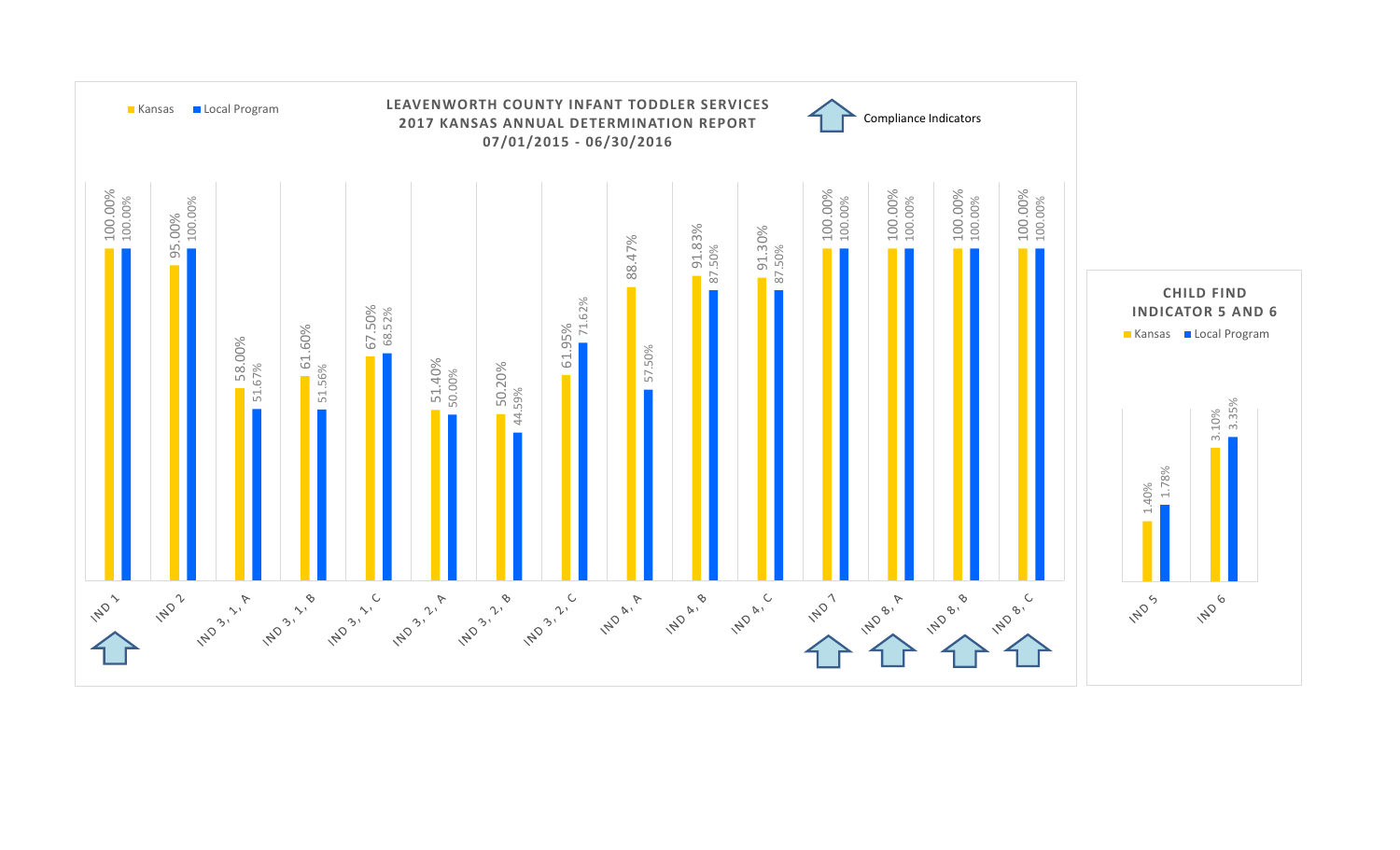Kansas
Local Program

**LEAVENWORTH COUNTY INFANT TODDLER SERVICES**
**2017 KANSAS ANNUAL DETERMINATION REPORT**
**07/01/2015 - 06/30/2016**

Compliance Indicators

100.00% 100.00%
95.00% 100.00%
58.00% 51.67%
61.60% 51.56%
67.50% 68.52%
51.40% 50.00%
50.20% 44.59%
61.95% 71.62%
88.47% 57.50%
91.83% 87.50%
91.30% 87.50%
100.00% 100.00%
100.00% 100.00%
100.00% 100.00%
100.00% 100.00%

IND 1
IND 2
IND 3, 1, A
IND 3, 1, B
IND 3, 1, C
IND 3, 2, A
IND 3, 2, B
IND 3, 2, C
IND 4, A
IND 4, B
IND 4, C
IND 7
IND 8, A
IND 8, B
IND 8, C

**CHILD FIND**
**INDICATOR 5 AND 6**

Kansas
Local Program

1.40% 1.78%
3.10% 3.35%

IND 5
IND 6